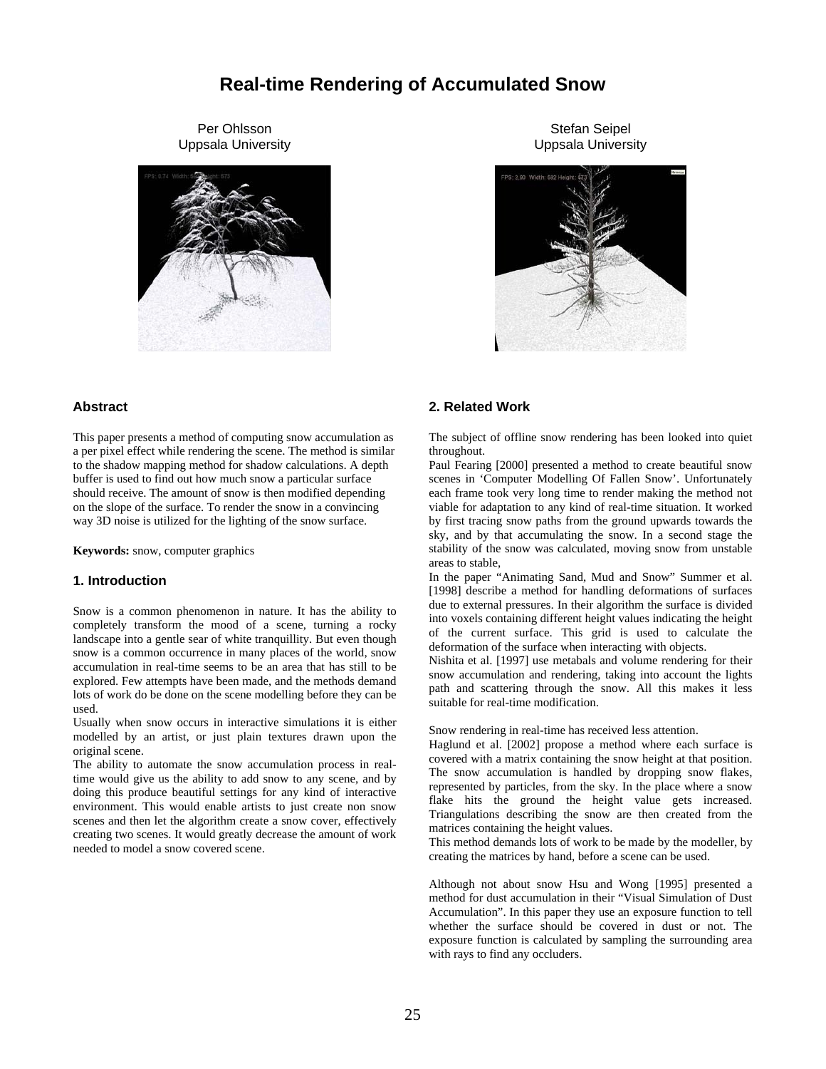# Real-time Rendering of Accumulated Snow

Per Ohlsson
Uppsala University

Stefan Seipel
Uppsala University

## Abstract

This paper presents a method of computing snow accumulation as a per pixel effect while rendering the scene. The method is similar to the shadow mapping method for shadow calculations. A depth buffer is used to find out how much snow a particular surface should receive. The amount of snow is then modified depending on the slope of the surface. To render the snow in a convincing way 3D noise is utilized for the lighting of the snow surface.

**Keywords:** snow, computer graphics

## 1. Introduction

Snow is a common phenomenon in nature. It has the ability to completely transform the mood of a scene, turning a rocky landscape into a gentle sear of white tranquillity. But even though snow is a common occurrence in many places of the world, snow accumulation in real-time seems to be an area that has still to be explored. Few attempts have been made, and the methods demand lots of work do be done on the scene modelling before they can be used.

Usually when snow occurs in interactive simulations it is either modelled by an artist, or just plain textures drawn upon the original scene.

The ability to automate the snow accumulation process in real-time would give us the ability to add snow to any scene, and by doing this produce beautiful settings for any kind of interactive environment. This would enable artists to just create non snow scenes and then let the algorithm create a snow cover, effectively creating two scenes. It would greatly decrease the amount of work needed to model a snow covered scene.

## 2. Related Work

The subject of offline snow rendering has been looked into quiet throughout.

Paul Fearing [2000] presented a method to create beautiful snow scenes in 'Computer Modelling Of Fallen Snow'. Unfortunately each frame took very long time to render making the method not viable for adaptation to any kind of real-time situation. It worked by first tracing snow paths from the ground upwards towards the sky, and by that accumulating the snow. In a second stage the stability of the snow was calculated, moving snow from unstable areas to stable,

In the paper "Animating Sand, Mud and Snow" Summer et al. [1998] describe a method for handling deformations of surfaces due to external pressures. In their algorithm the surface is divided into voxels containing different height values indicating the height of the current surface. This grid is used to calculate the deformation of the surface when interacting with objects.

Nishita et al. [1997] use metabals and volume rendering for their snow accumulation and rendering, taking into account the lights path and scattering through the snow. All this makes it less suitable for real-time modification.

Snow rendering in real-time has received less attention.

Haglund et al. [2002] propose a method where each surface is covered with a matrix containing the snow height at that position. The snow accumulation is handled by dropping snow flakes, represented by particles, from the sky. In the place where a snow flake hits the ground the height value gets increased. Triangulations describing the snow are then created from the matrices containing the height values.

This method demands lots of work to be made by the modeller, by creating the matrices by hand, before a scene can be used.

Although not about snow Hsu and Wong [1995] presented a method for dust accumulation in their "Visual Simulation of Dust Accumulation". In this paper they use an exposure function to tell whether the surface should be covered in dust or not. The exposure function is calculated by sampling the surrounding area with rays to find any occluders.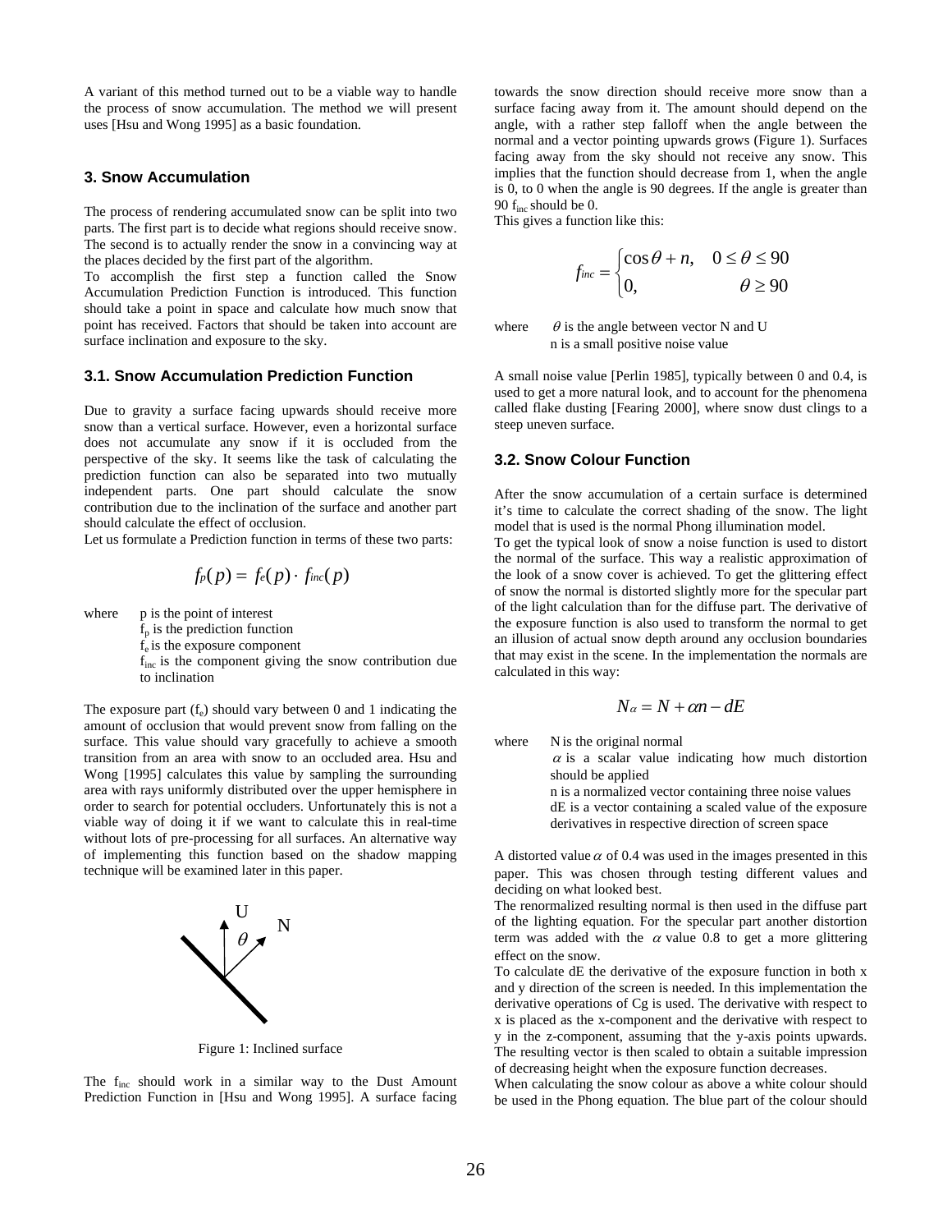A variant of this method turned out to be a viable way to handle the process of snow accumulation. The method we will present uses [Hsu and Wong 1995] as a basic foundation.

## 3. Snow Accumulation

The process of rendering accumulated snow can be split into two parts. The first part is to decide what regions should receive snow. The second is to actually render the snow in a convincing way at the places decided by the first part of the algorithm.

To accomplish the first step a function called the Snow Accumulation Prediction Function is introduced. This function should take a point in space and calculate how much snow that point has received. Factors that should be taken into account are surface inclination and exposure to the sky.

### 3.1. Snow Accumulation Prediction Function

Due to gravity a surface facing upwards should receive more snow than a vertical surface. However, even a horizontal surface does not accumulate any snow if it is occluded from the perspective of the sky. It seems like the task of calculating the prediction function can also be separated into two mutually independent parts. One part should calculate the snow contribution due to the inclination of the surface and another part should calculate the effect of occlusion.

Let us formulate a Prediction function in terms of these two parts:

$$f_p(p) = f_e(p) \cdot f_{inc}(p)$$

where p is the point of interest
$f_p$ is the prediction function
$f_e$ is the exposure component
$f_{inc}$ is the component giving the snow contribution due to inclination

The exposure part ($f_e$) should vary between 0 and 1 indicating the amount of occlusion that would prevent snow from falling on the surface. This value should vary gracefully to achieve a smooth transition from an area with snow to an occluded area. Hsu and Wong [1995] calculates this value by sampling the surrounding area with rays uniformly distributed over the upper hemisphere in order to search for potential occluders. Unfortunately this is not a viable way of doing it if we want to calculate this in real-time without lots of pre-processing for all surfaces. An alternative way of implementing this function based on the shadow mapping technique will be examined later in this paper.

U
N
$\theta$

Figure 1: Inclined surface

The $f_{inc}$ should work in a similar way to the Dust Amount Prediction Function in [Hsu and Wong 1995]. A surface facing towards the snow direction should receive more snow than a surface facing away from it. The amount should depend on the angle, with a rather step falloff when the angle between the normal and a vector pointing upwards grows (Figure 1). Surfaces facing away from the sky should not receive any snow. This implies that the function should decrease from 1, when the angle is 0, to 0 when the angle is 90 degrees. If the angle is greater than 90 $f_{inc}$ should be 0.

This gives a function like this:

$$f_{inc} = \begin{cases} \cos\theta + n, & 0 \le \theta \le 90 \\ 0, & \theta \ge 90 \end{cases}$$

where $\theta$ is the angle between vector N and U
n is a small positive noise value

A small noise value [Perlin 1985], typically between 0 and 0.4, is used to get a more natural look, and to account for the phenomena called flake dusting [Fearing 2000], where snow dust clings to a steep uneven surface.

### 3.2. Snow Colour Function

After the snow accumulation of a certain surface is determined it's time to calculate the correct shading of the snow. The light model that is used is the normal Phong illumination model.

To get the typical look of snow a noise function is used to distort the normal of the surface. This way a realistic approximation of the look of a snow cover is achieved. To get the glittering effect of snow the normal is distorted slightly more for the specular part of the light calculation than for the diffuse part. The derivative of the exposure function is also used to transform the normal to get an illusion of actual snow depth around any occlusion boundaries that may exist in the scene. In the implementation the normals are calculated in this way:

$$N_\alpha = N + \alpha n - dE$$

where N is the original normal
$\alpha$ is a scalar value indicating how much distortion should be applied
n is a normalized vector containing three noise values
dE is a vector containing a scaled value of the exposure derivatives in respective direction of screen space

A distorted value $\alpha$ of 0.4 was used in the images presented in this paper. This was chosen through testing different values and deciding on what looked best.

The renormalized resulting normal is then used in the diffuse part of the lighting equation. For the specular part another distortion term was added with the $\alpha$ value 0.8 to get a more glittering effect on the snow.

To calculate dE the derivative of the exposure function in both x and y direction of the screen is needed. In this implementation the derivative operations of Cg is used. The derivative with respect to x is placed as the x-component and the derivative with respect to y in the z-component, assuming that the y-axis points upwards. The resulting vector is then scaled to obtain a suitable impression of decreasing height when the exposure function decreases.

When calculating the snow colour as above a white colour should be used in the Phong equation. The blue part of the colour should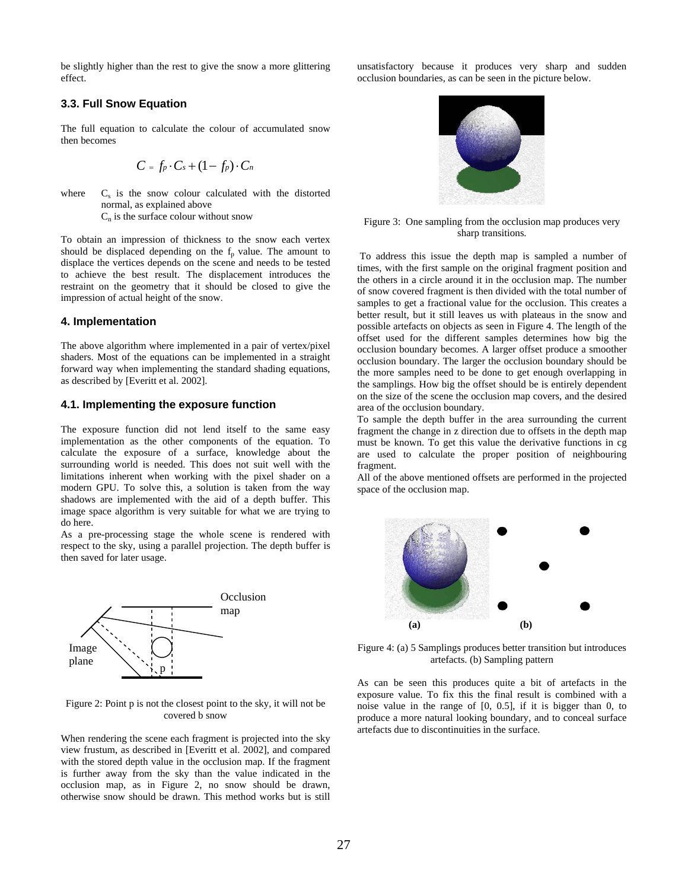be slightly higher than the rest to give the snow a more glittering effect.

### 3.3. Full Snow Equation

The full equation to calculate the colour of accumulated snow then becomes

$$C = f_p \cdot C_s + (1 - f_p) \cdot C_n$$

where $C_s$ is the snow colour calculated with the distorted normal, as explained above
$C_n$ is the surface colour without snow

To obtain an impression of thickness to the snow each vertex should be displaced depending on the $f_p$ value. The amount to displace the vertices depends on the scene and needs to be tested to achieve the best result. The displacement introduces the restraint on the geometry that it should be closed to give the impression of actual height of the snow.

## 4. Implementation

The above algorithm where implemented in a pair of vertex/pixel shaders. Most of the equations can be implemented in a straight forward way when implementing the standard shading equations, as described by [Everitt et al. 2002].

### 4.1. Implementing the exposure function

The exposure function did not lend itself to the same easy implementation as the other components of the equation. To calculate the exposure of a surface, knowledge about the surrounding world is needed. This does not suit well with the limitations inherent when working with the pixel shader on a modern GPU. To solve this, a solution is taken from the way shadows are implemented with the aid of a depth buffer. This image space algorithm is very suitable for what we are trying to do here.
As a pre-processing stage the whole scene is rendered with respect to the sky, using a parallel projection. The depth buffer is then saved for later usage.

Occlusion map

Image plane

p

Figure 2: Point p is not the closest point to the sky, it will not be covered b snow

When rendering the scene each fragment is projected into the sky view frustum, as described in [Everitt et al. 2002], and compared with the stored depth value in the occlusion map. If the fragment is further away from the sky than the value indicated in the occlusion map, as in Figure 2, no snow should be drawn, otherwise snow should be drawn. This method works but is still unsatisfactory because it produces very sharp and sudden occlusion boundaries, as can be seen in the picture below.

Figure 3: One sampling from the occlusion map produces very sharp transitions.

To address this issue the depth map is sampled a number of times, with the first sample on the original fragment position and the others in a circle around it in the occlusion map. The number of snow covered fragment is then divided with the total number of samples to get a fractional value for the occlusion. This creates a better result, but it still leaves us with plateaus in the snow and possible artefacts on objects as seen in Figure 4. The length of the offset used for the different samples determines how big the occlusion boundary becomes. A larger offset produce a smoother occlusion boundary. The larger the occlusion boundary should be the more samples need to be done to get enough overlapping in the samplings. How big the offset should be is entirely dependent on the size of the scene the occlusion map covers, and the desired area of the occlusion boundary.
To sample the depth buffer in the area surrounding the current fragment the change in z direction due to offsets in the depth map must be known. To get this value the derivative functions in cg are used to calculate the proper position of neighbouring fragment.
All of the above mentioned offsets are performed in the projected space of the occlusion map.

(a) (b)

Figure 4: (a) 5 Samplings produces better transition but introduces artefacts. (b) Sampling pattern

As can be seen this produces quite a bit of artefacts in the exposure value. To fix this the final result is combined with a noise value in the range of [0, 0.5], if it is bigger than 0, to produce a more natural looking boundary, and to conceal surface artefacts due to discontinuities in the surface.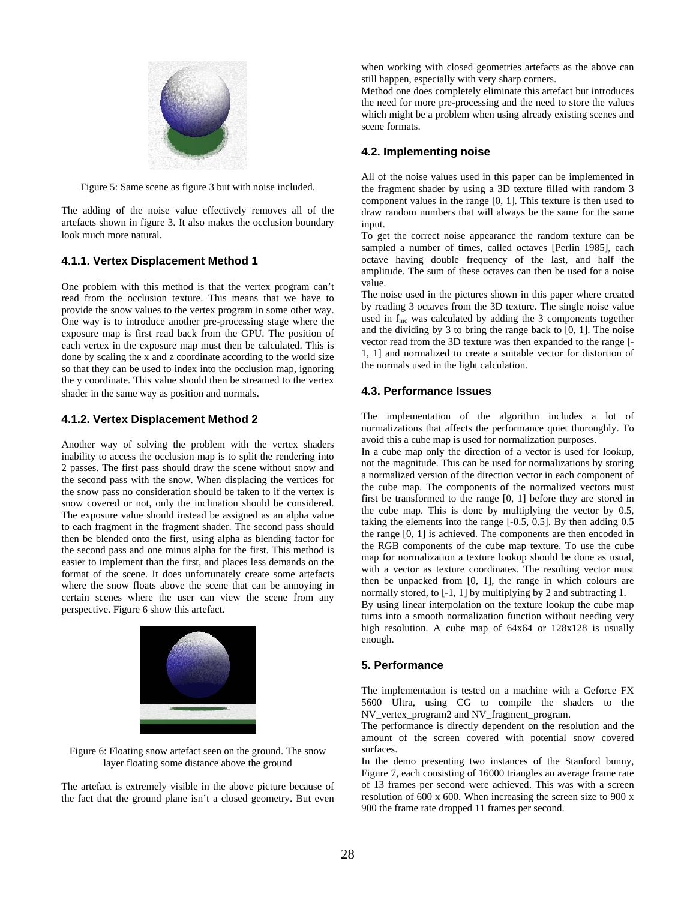Figure 5: Same scene as figure 3 but with noise included.

The adding of the noise value effectively removes all of the artefacts shown in figure 3. It also makes the occlusion boundary look much more natural.

### 4.1.1. Vertex Displacement Method 1

One problem with this method is that the vertex program can't read from the occlusion texture. This means that we have to provide the snow values to the vertex program in some other way. One way is to introduce another pre-processing stage where the exposure map is first read back from the GPU. The position of each vertex in the exposure map must then be calculated. This is done by scaling the x and z coordinate according to the world size so that they can be used to index into the occlusion map, ignoring the y coordinate. This value should then be streamed to the vertex shader in the same way as position and normals.

### 4.1.2. Vertex Displacement Method 2

Another way of solving the problem with the vertex shaders inability to access the occlusion map is to split the rendering into 2 passes. The first pass should draw the scene without snow and the second pass with the snow. When displacing the vertices for the snow pass no consideration should be taken to if the vertex is snow covered or not, only the inclination should be considered. The exposure value should instead be assigned as an alpha value to each fragment in the fragment shader. The second pass should then be blended onto the first, using alpha as blending factor for the second pass and one minus alpha for the first. This method is easier to implement than the first, and places less demands on the format of the scene. It does unfortunately create some artefacts where the snow floats above the scene that can be annoying in certain scenes where the user can view the scene from any perspective. Figure 6 show this artefact.

Figure 6: Floating snow artefact seen on the ground. The snow layer floating some distance above the ground

The artefact is extremely visible in the above picture because of the fact that the ground plane isn't a closed geometry. But even when working with closed geometries artefacts as the above can still happen, especially with very sharp corners.

Method one does completely eliminate this artefact but introduces the need for more pre-processing and the need to store the values which might be a problem when using already existing scenes and scene formats.

### 4.2. Implementing noise

All of the noise values used in this paper can be implemented in the fragment shader by using a 3D texture filled with random 3 component values in the range [0, 1]. This texture is then used to draw random numbers that will always be the same for the same input.

To get the correct noise appearance the random texture can be sampled a number of times, called octaves [Perlin 1985], each octave having double frequency of the last, and half the amplitude. The sum of these octaves can then be used for a noise value.

The noise used in the pictures shown in this paper where created by reading 3 octaves from the 3D texture. The single noise value used in $f_{inc}$ was calculated by adding the 3 components together and the dividing by 3 to bring the range back to [0, 1]. The noise vector read from the 3D texture was then expanded to the range [-1, 1] and normalized to create a suitable vector for distortion of the normals used in the light calculation.

### 4.3. Performance Issues

The implementation of the algorithm includes a lot of normalizations that affects the performance quiet thoroughly. To avoid this a cube map is used for normalization purposes.

In a cube map only the direction of a vector is used for lookup, not the magnitude. This can be used for normalizations by storing a normalized version of the direction vector in each component of the cube map. The components of the normalized vectors must first be transformed to the range [0, 1] before they are stored in the cube map. This is done by multiplying the vector by 0.5, taking the elements into the range [-0.5, 0.5]. By then adding 0.5 the range [0, 1] is achieved. The components are then encoded in the RGB components of the cube map texture. To use the cube map for normalization a texture lookup should be done as usual, with a vector as texture coordinates. The resulting vector must then be unpacked from [0, 1], the range in which colours are normally stored, to [-1, 1] by multiplying by 2 and subtracting 1.

By using linear interpolation on the texture lookup the cube map turns into a smooth normalization function without needing very high resolution. A cube map of 64x64 or 128x128 is usually enough.

## 5. Performance

The implementation is tested on a machine with a Geforce FX 5600 Ultra, using CG to compile the shaders to the NV_vertex_program2 and NV_fragment_program.

The performance is directly dependent on the resolution and the amount of the screen covered with potential snow covered surfaces.

In the demo presenting two instances of the Stanford bunny, Figure 7, each consisting of 16000 triangles an average frame rate of 13 frames per second were achieved. This was with a screen resolution of 600 x 600. When increasing the screen size to 900 x 900 the frame rate dropped 11 frames per second.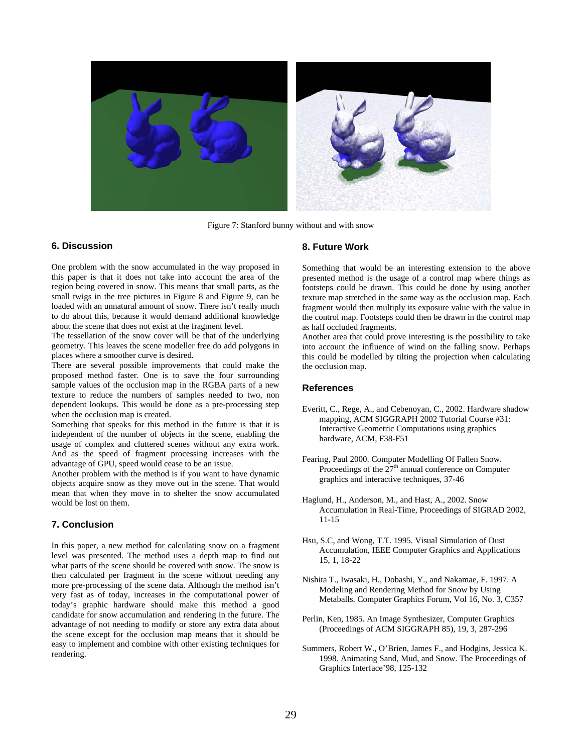Figure 7: Stanford bunny without and with snow

## 6. Discussion

One problem with the snow accumulated in the way proposed in this paper is that it does not take into account the area of the region being covered in snow. This means that small parts, as the small twigs in the tree pictures in Figure 8 and Figure 9, can be loaded with an unnatural amount of snow. There isn't really much to do about this, because it would demand additional knowledge about the scene that does not exist at the fragment level.
The tessellation of the snow cover will be that of the underlying geometry. This leaves the scene modeller free do add polygons in places where a smoother curve is desired.
There are several possible improvements that could make the proposed method faster. One is to save the four surrounding sample values of the occlusion map in the RGBA parts of a new texture to reduce the numbers of samples needed to two, non dependent lookups. This would be done as a pre-processing step when the occlusion map is created.
Something that speaks for this method in the future is that it is independent of the number of objects in the scene, enabling the usage of complex and cluttered scenes without any extra work. And as the speed of fragment processing increases with the advantage of GPU, speed would cease to be an issue.
Another problem with the method is if you want to have dynamic objects acquire snow as they move out in the scene. That would mean that when they move in to shelter the snow accumulated would be lost on them.

## 7. Conclusion

In this paper, a new method for calculating snow on a fragment level was presented. The method uses a depth map to find out what parts of the scene should be covered with snow. The snow is then calculated per fragment in the scene without needing any more pre-processing of the scene data. Although the method isn't very fast as of today, increases in the computational power of today's graphic hardware should make this method a good candidate for snow accumulation and rendering in the future. The advantage of not needing to modify or store any extra data about the scene except for the occlusion map means that it should be easy to implement and combine with other existing techniques for rendering.

## 8. Future Work

Something that would be an interesting extension to the above presented method is the usage of a control map where things as footsteps could be drawn. This could be done by using another texture map stretched in the same way as the occlusion map. Each fragment would then multiply its exposure value with the value in the control map. Footsteps could then be drawn in the control map as half occluded fragments.
Another area that could prove interesting is the possibility to take into account the influence of wind on the falling snow. Perhaps this could be modelled by tilting the projection when calculating the occlusion map.

## References

Everitt, C., Rege, A., and Cebenoyan, C., 2002. Hardware shadow mapping, ACM SIGGRAPH 2002 Tutorial Course #31: Interactive Geometric Computations using graphics hardware, ACM, F38-F51

Fearing, Paul 2000. Computer Modelling Of Fallen Snow. Proceedings of the 27th annual conference on Computer graphics and interactive techniques, 37-46

Haglund, H., Anderson, M., and Hast, A., 2002. Snow Accumulation in Real-Time, Proceedings of SIGRAD 2002, 11-15

Hsu, S.C, and Wong, T.T. 1995. Visual Simulation of Dust Accumulation, IEEE Computer Graphics and Applications 15, 1, 18-22

Nishita T., Iwasaki, H., Dobashi, Y., and Nakamae, F. 1997. A Modeling and Rendering Method for Snow by Using Metaballs. Computer Graphics Forum, Vol 16, No. 3, C357

Perlin, Ken, 1985. An Image Synthesizer, Computer Graphics (Proceedings of ACM SIGGRAPH 85), 19, 3, 287-296

Summers, Robert W., O'Brien, James F., and Hodgins, Jessica K. 1998. Animating Sand, Mud, and Snow. The Proceedings of Graphics Interface'98, 125-132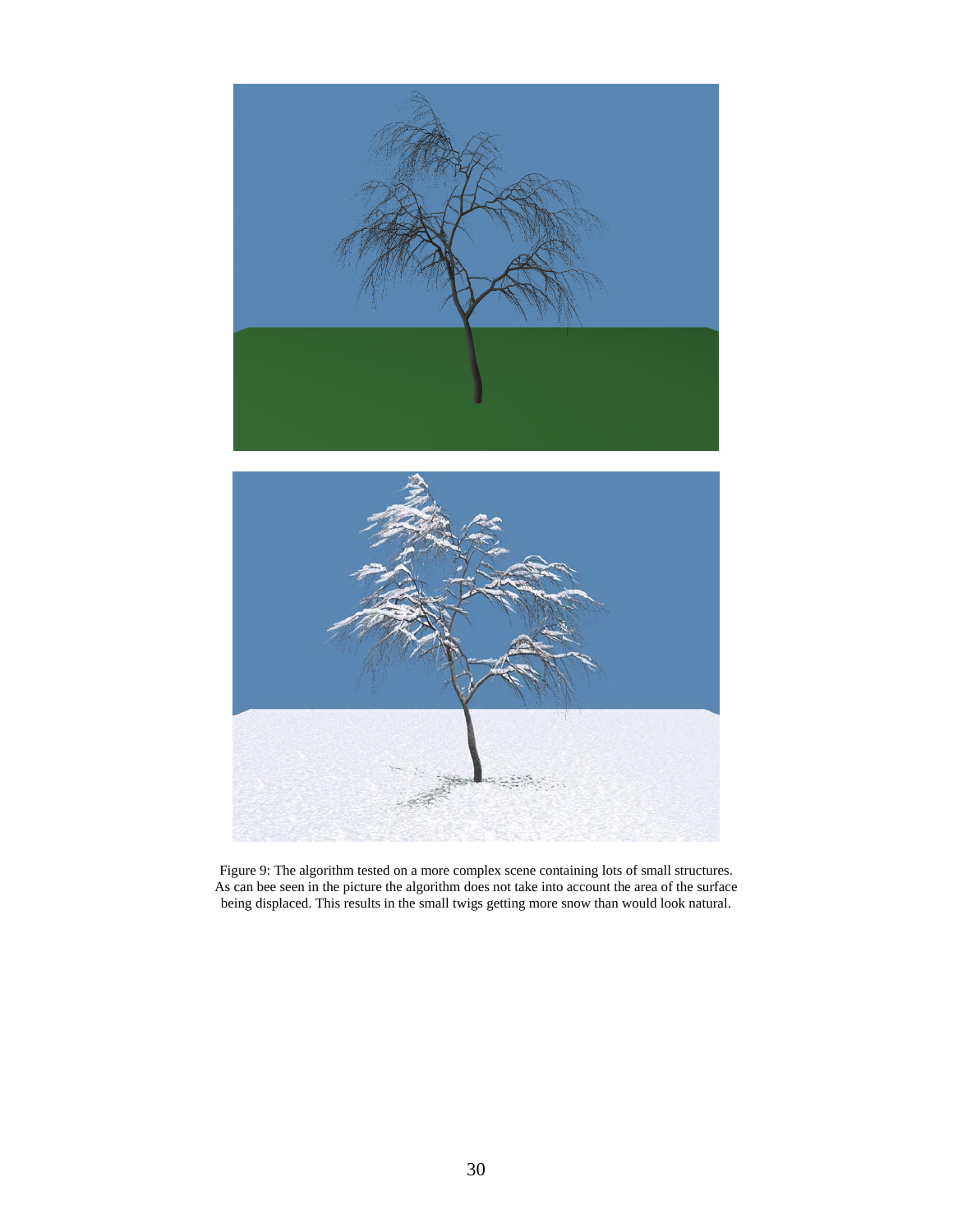Figure 9: The algorithm tested on a more complex scene containing lots of small structures. As can bee seen in the picture the algorithm does not take into account the area of the surface being displaced. This results in the small twigs getting more snow than would look natural.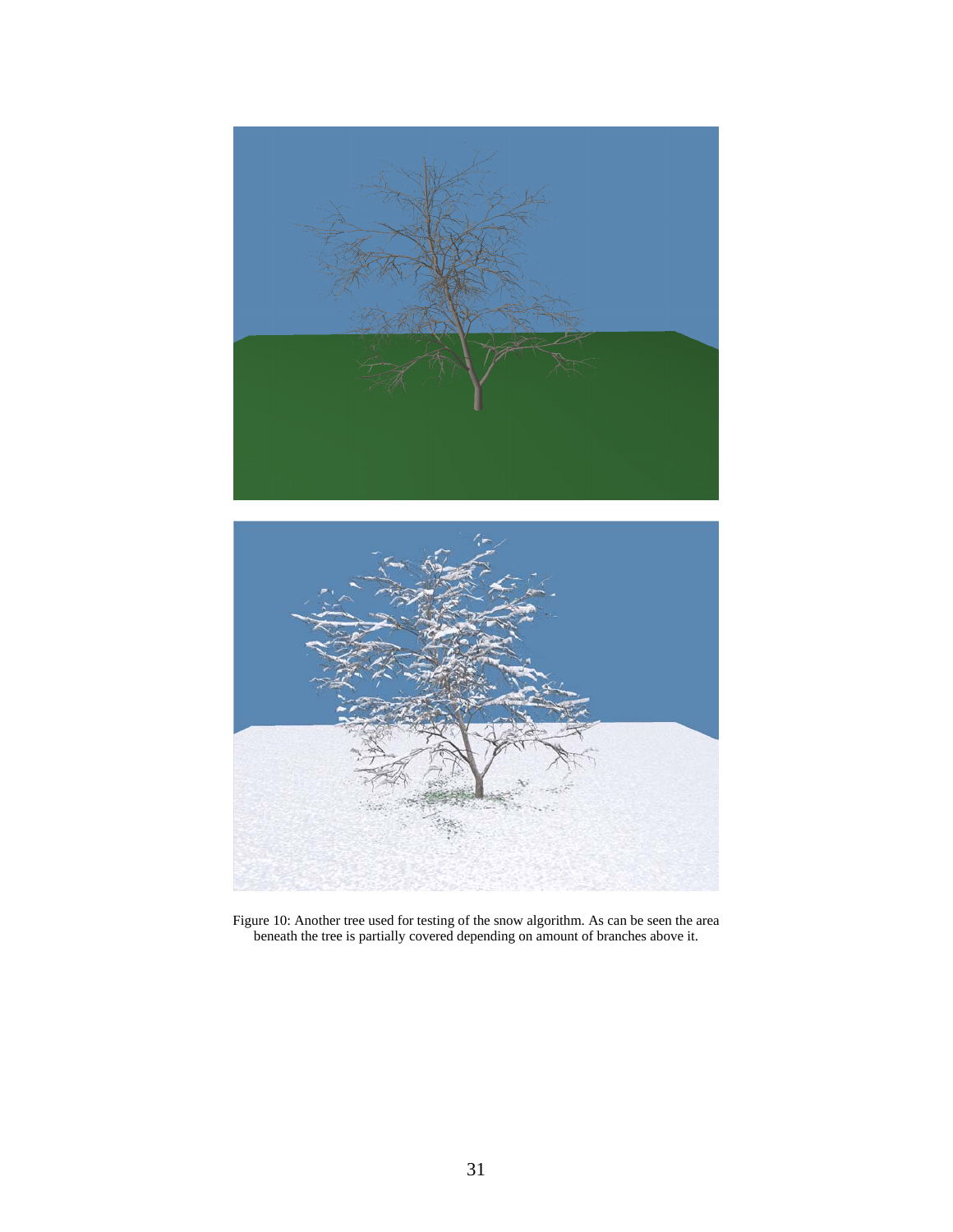Figure 10: Another tree used for testing of the snow algorithm. As can be seen the area beneath the tree is partially covered depending on amount of branches above it.